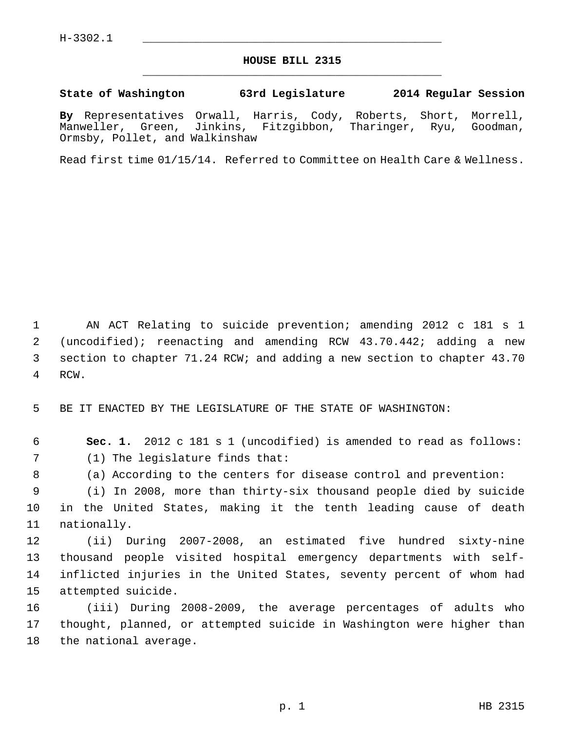H-3302.1

# HOUSE BILL 2315

**State of Washington 63rd Legislature 2014 Regular Session**

**By** Representatives Orwall, Harris, Cody, Roberts, Short, Morrell, Manweller, Green, Jinkins, Fitzgibbon, Tharinger, Ryu, Goodman, Ormsby, Pollet, and Walkinshaw

Read first time 01/15/14. Referred to Committee on Health Care & Wellness.

AN ACT Relating to suicide prevention; amending 2012 c 181 s 1 (uncodified); reenacting and amending RCW 43.70.442; adding a new section to chapter 71.24 RCW; and adding a new section to chapter 43.70 RCW.

BE IT ENACTED BY THE LEGISLATURE OF THE STATE OF WASHINGTON:

**Sec. 1.** 2012 c 181 s 1 (uncodified) is amended to read as follows:

(1) The legislature finds that:

(a) According to the centers for disease control and prevention:

(i) In 2008, more than thirty-six thousand people died by suicide in the United States, making it the tenth leading cause of death nationally.

(ii) During 2007-2008, an estimated five hundred sixty-nine thousand people visited hospital emergency departments with self-inflicted injuries in the United States, seventy percent of whom had attempted suicide.

(iii) During 2008-2009, the average percentages of adults who thought, planned, or attempted suicide in Washington were higher than the national average.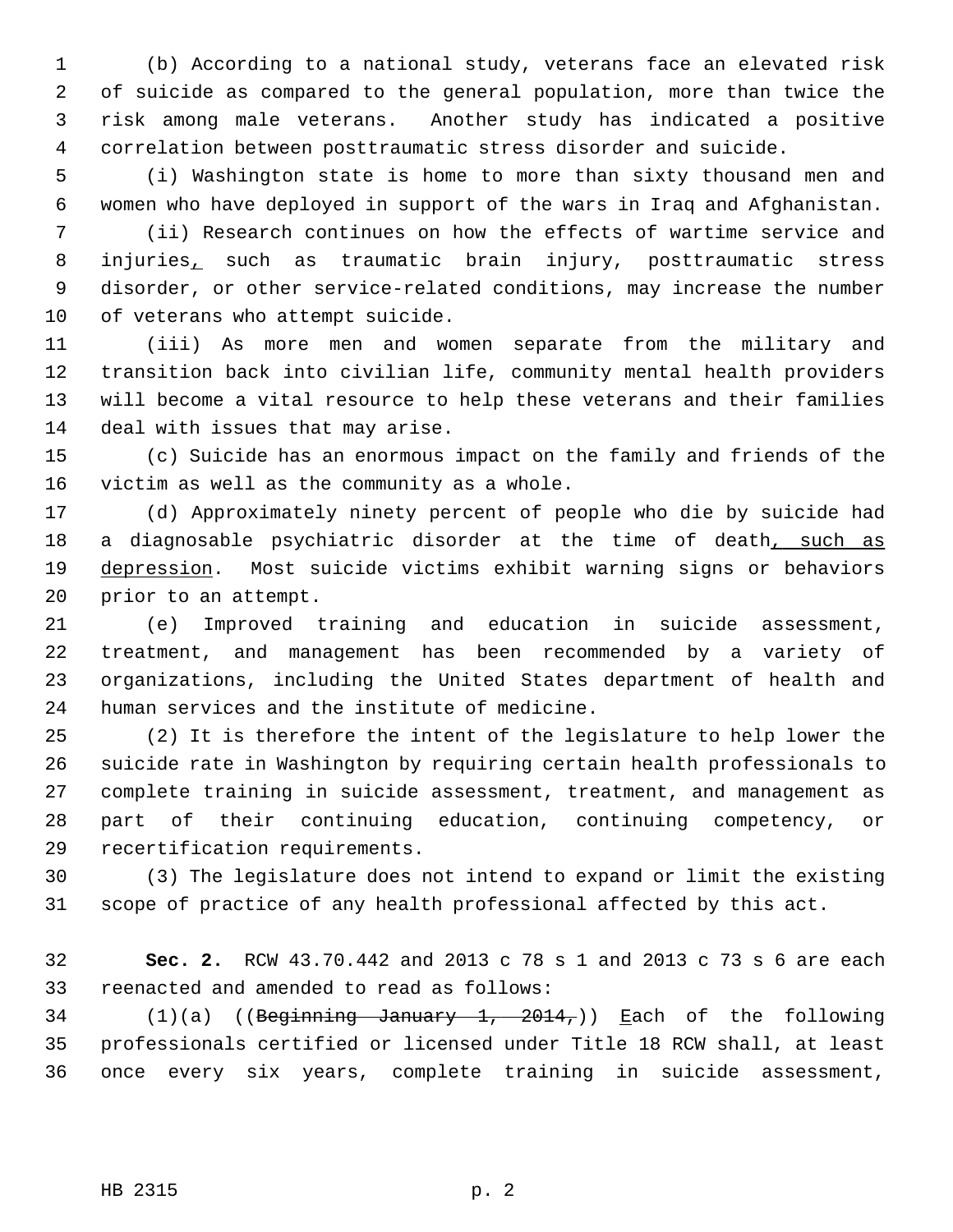(b) According to a national study, veterans face an elevated risk of suicide as compared to the general population, more than twice the risk among male veterans. Another study has indicated a positive correlation between posttraumatic stress disorder and suicide.

(i) Washington state is home to more than sixty thousand men and women who have deployed in support of the wars in Iraq and Afghanistan.

(ii) Research continues on how the effects of wartime service and injuries, such as traumatic brain injury, posttraumatic stress disorder, or other service-related conditions, may increase the number of veterans who attempt suicide.

(iii) As more men and women separate from the military and transition back into civilian life, community mental health providers will become a vital resource to help these veterans and their families deal with issues that may arise.

(c) Suicide has an enormous impact on the family and friends of the victim as well as the community as a whole.

(d) Approximately ninety percent of people who die by suicide had a diagnosable psychiatric disorder at the time of death, such as depression. Most suicide victims exhibit warning signs or behaviors prior to an attempt.

(e) Improved training and education in suicide assessment, treatment, and management has been recommended by a variety of organizations, including the United States department of health and human services and the institute of medicine.

(2) It is therefore the intent of the legislature to help lower the suicide rate in Washington by requiring certain health professionals to complete training in suicide assessment, treatment, and management as part of their continuing education, continuing competency, or recertification requirements.

(3) The legislature does not intend to expand or limit the existing scope of practice of any health professional affected by this act.

**Sec. 2.** RCW 43.70.442 and 2013 c 78 s 1 and 2013 c 73 s 6 are each reenacted and amended to read as follows:

(1)(a) ((~~Beginning January 1, 2014,~~)) Each of the following professionals certified or licensed under Title 18 RCW shall, at least once every six years, complete training in suicide assessment,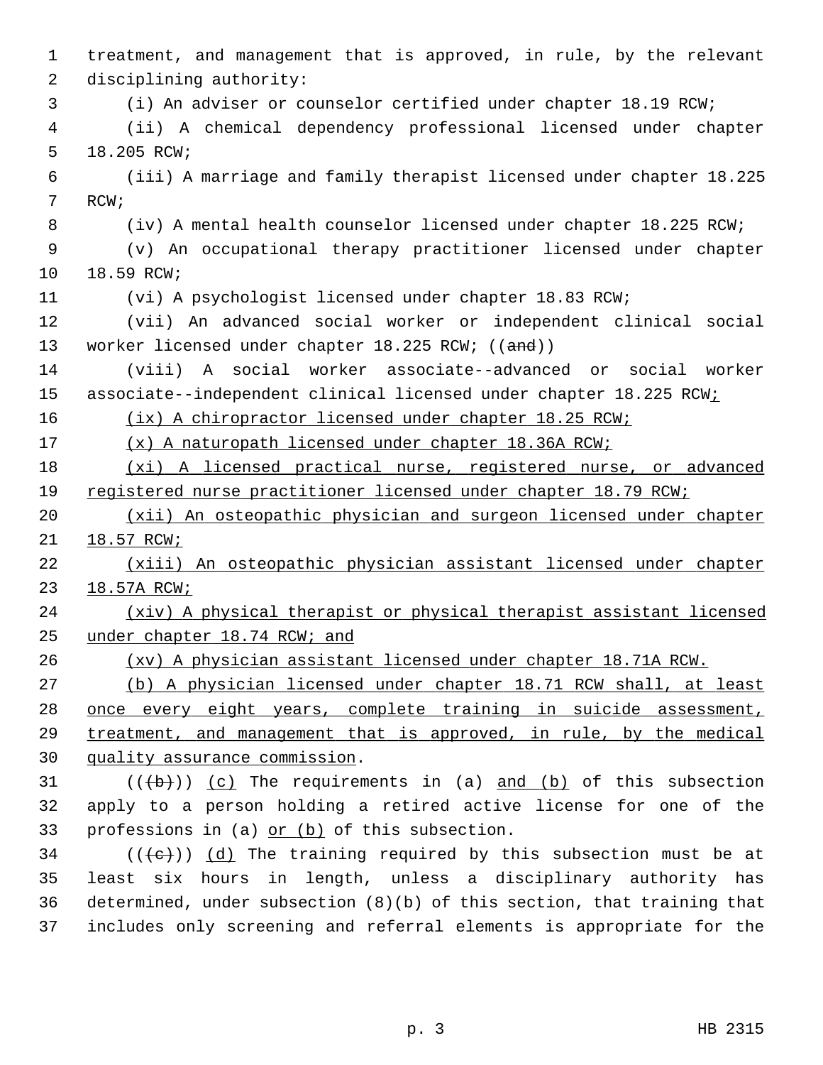treatment, and management that is approved, in rule, by the relevant disciplining authority:

(i) An adviser or counselor certified under chapter 18.19 RCW;

(ii) A chemical dependency professional licensed under chapter 18.205 RCW;

(iii) A marriage and family therapist licensed under chapter 18.225 RCW;

(iv) A mental health counselor licensed under chapter 18.225 RCW;

(v) An occupational therapy practitioner licensed under chapter 18.59 RCW;

(vi) A psychologist licensed under chapter 18.83 RCW;

(vii) An advanced social worker or independent clinical social worker licensed under chapter 18.225 RCW; ((~~and~~))

(viii) A social worker associate--advanced or social worker associate--independent clinical licensed under chapter 18.225 RCW<u>;</u>

<u>(ix) A chiropractor licensed under chapter 18.25 RCW;</u>

<u>(x) A naturopath licensed under chapter 18.36A RCW;</u>

<u>(xi) A licensed practical nurse, registered nurse, or advanced registered nurse practitioner licensed under chapter 18.79 RCW;</u>

<u>(xii) An osteopathic physician and surgeon licensed under chapter 18.57 RCW;</u>

<u>(xiii) An osteopathic physician assistant licensed under chapter 18.57A RCW;</u>

<u>(xiv) A physical therapist or physical therapist assistant licensed under chapter 18.74 RCW; and</u>

<u>(xv) A physician assistant licensed under chapter 18.71A RCW.</u>

<u>(b) A physician licensed under chapter 18.71 RCW shall, at least once every eight years, complete training in suicide assessment, treatment, and management that is approved, in rule, by the medical quality assurance commission</u>.

((~~(b)~~)) <u>(c)</u> The requirements in (a) <u>and (b)</u> of this subsection apply to a person holding a retired active license for one of the professions in (a) <u>or (b)</u> of this subsection.

((~~(c)~~)) <u>(d)</u> The training required by this subsection must be at least six hours in length, unless a disciplinary authority has determined, under subsection (8)(b) of this section, that training that includes only screening and referral elements is appropriate for the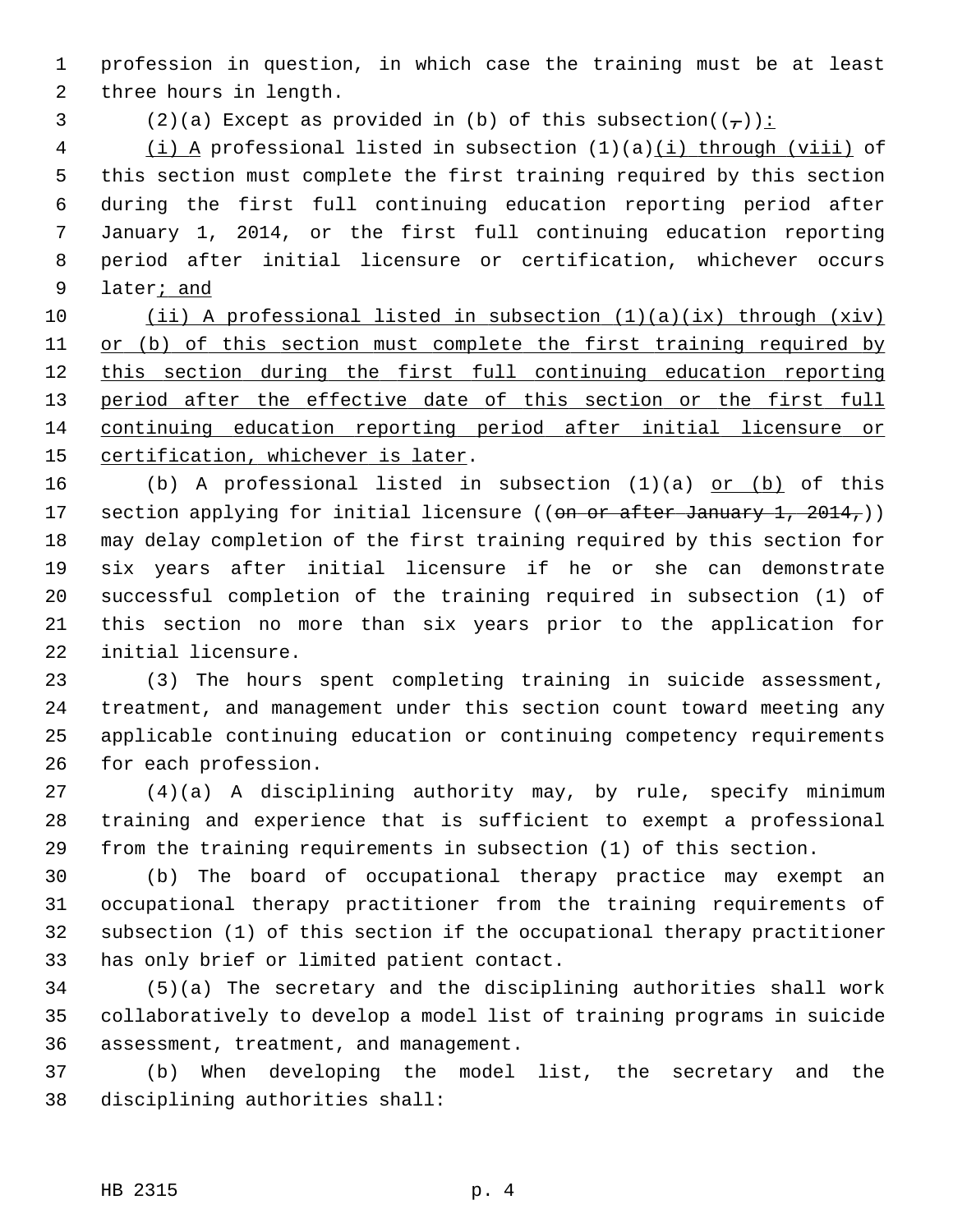profession in question, in which case the training must be at least three hours in length.

(2)(a) Except as provided in (b) of this subsection((,)):

(i) A professional listed in subsection (1)(a)(i) through (viii) of this section must complete the first training required by this section during the first full continuing education reporting period after January 1, 2014, or the first full continuing education reporting period after initial licensure or certification, whichever occurs later; and

(ii) A professional listed in subsection (1)(a)(ix) through (xiv) or (b) of this section must complete the first training required by this section during the first full continuing education reporting period after the effective date of this section or the first full continuing education reporting period after initial licensure or certification, whichever is later.

(b) A professional listed in subsection (1)(a) or (b) of this section applying for initial licensure ((~~on or after January 1, 2014,~~)) may delay completion of the first training required by this section for six years after initial licensure if he or she can demonstrate successful completion of the training required in subsection (1) of this section no more than six years prior to the application for initial licensure.

(3) The hours spent completing training in suicide assessment, treatment, and management under this section count toward meeting any applicable continuing education or continuing competency requirements for each profession.

(4)(a) A disciplining authority may, by rule, specify minimum training and experience that is sufficient to exempt a professional from the training requirements in subsection (1) of this section.

(b) The board of occupational therapy practice may exempt an occupational therapy practitioner from the training requirements of subsection (1) of this section if the occupational therapy practitioner has only brief or limited patient contact.

(5)(a) The secretary and the disciplining authorities shall work collaboratively to develop a model list of training programs in suicide assessment, treatment, and management.

(b) When developing the model list, the secretary and the disciplining authorities shall: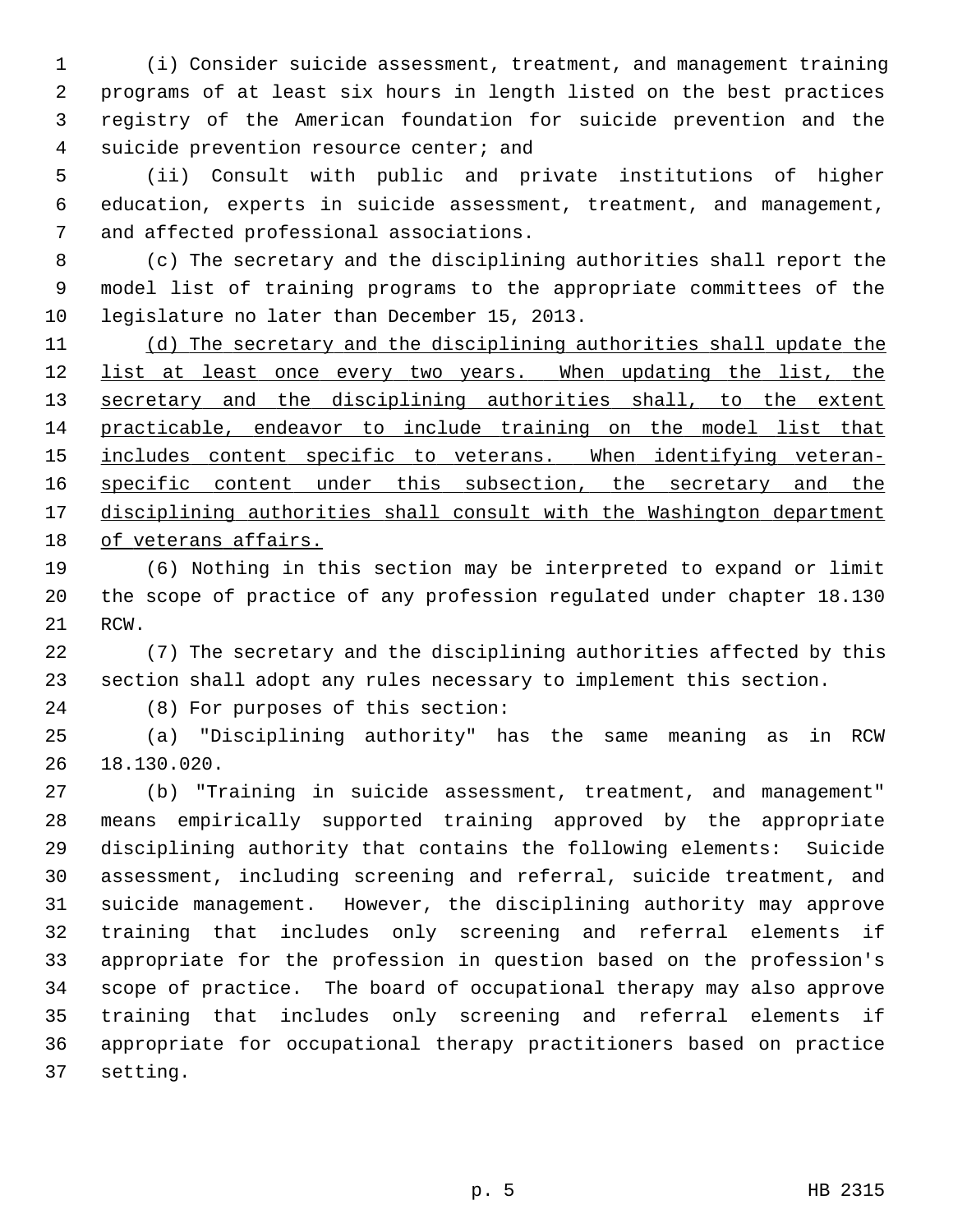(i) Consider suicide assessment, treatment, and management training programs of at least six hours in length listed on the best practices registry of the American foundation for suicide prevention and the suicide prevention resource center; and

(ii) Consult with public and private institutions of higher education, experts in suicide assessment, treatment, and management, and affected professional associations.

(c) The secretary and the disciplining authorities shall report the model list of training programs to the appropriate committees of the legislature no later than December 15, 2013.

<u>(d) The secretary and the disciplining authorities shall update the list at least once every two years. When updating the list, the secretary and the disciplining authorities shall, to the extent practicable, endeavor to include training on the model list that includes content specific to veterans. When identifying veteran-specific content under this subsection, the secretary and the disciplining authorities shall consult with the Washington department of veterans affairs.</u>

(6) Nothing in this section may be interpreted to expand or limit the scope of practice of any profession regulated under chapter 18.130 RCW.

(7) The secretary and the disciplining authorities affected by this section shall adopt any rules necessary to implement this section.

(8) For purposes of this section:

(a) "Disciplining authority" has the same meaning as in RCW 18.130.020.

(b) "Training in suicide assessment, treatment, and management" means empirically supported training approved by the appropriate disciplining authority that contains the following elements: Suicide assessment, including screening and referral, suicide treatment, and suicide management. However, the disciplining authority may approve training that includes only screening and referral elements if appropriate for the profession in question based on the profession's scope of practice. The board of occupational therapy may also approve training that includes only screening and referral elements if appropriate for occupational therapy practitioners based on practice setting.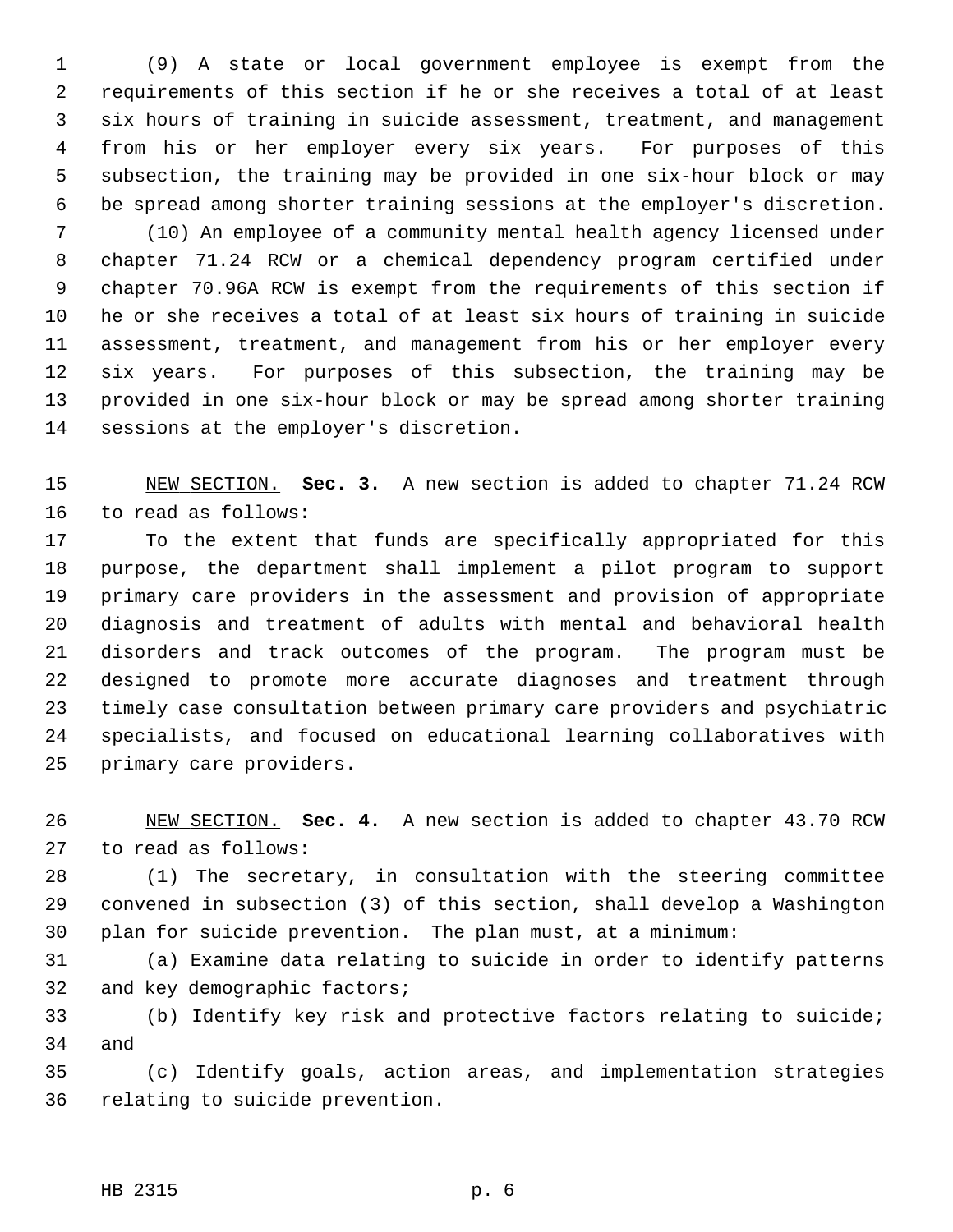(9) A state or local government employee is exempt from the requirements of this section if he or she receives a total of at least six hours of training in suicide assessment, treatment, and management from his or her employer every six years. For purposes of this subsection, the training may be provided in one six-hour block or may be spread among shorter training sessions at the employer's discretion.

(10) An employee of a community mental health agency licensed under chapter 71.24 RCW or a chemical dependency program certified under chapter 70.96A RCW is exempt from the requirements of this section if he or she receives a total of at least six hours of training in suicide assessment, treatment, and management from his or her employer every six years. For purposes of this subsection, the training may be provided in one six-hour block or may be spread among shorter training sessions at the employer's discretion.

NEW SECTION. **Sec. 3.** A new section is added to chapter 71.24 RCW to read as follows:

To the extent that funds are specifically appropriated for this purpose, the department shall implement a pilot program to support primary care providers in the assessment and provision of appropriate diagnosis and treatment of adults with mental and behavioral health disorders and track outcomes of the program. The program must be designed to promote more accurate diagnoses and treatment through timely case consultation between primary care providers and psychiatric specialists, and focused on educational learning collaboratives with primary care providers.

NEW SECTION. **Sec. 4.** A new section is added to chapter 43.70 RCW to read as follows:

(1) The secretary, in consultation with the steering committee convened in subsection (3) of this section, shall develop a Washington plan for suicide prevention. The plan must, at a minimum:

(a) Examine data relating to suicide in order to identify patterns and key demographic factors;

(b) Identify key risk and protective factors relating to suicide; and

(c) Identify goals, action areas, and implementation strategies relating to suicide prevention.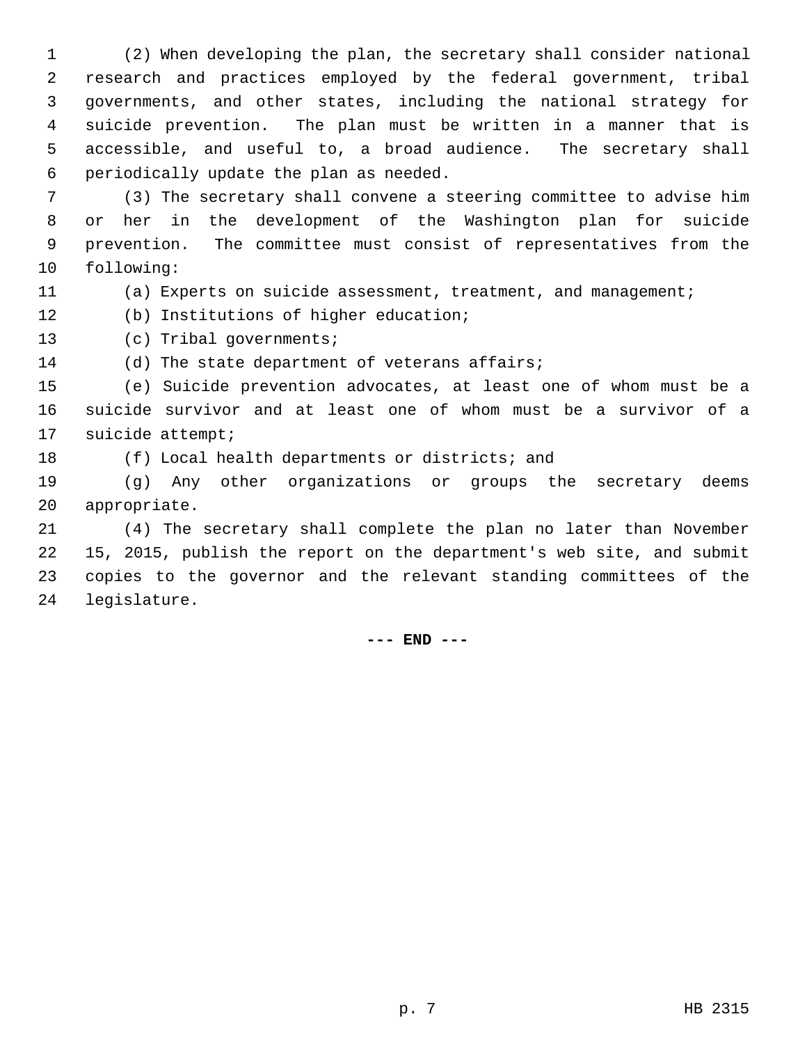(2) When developing the plan, the secretary shall consider national research and practices employed by the federal government, tribal governments, and other states, including the national strategy for suicide prevention. The plan must be written in a manner that is accessible, and useful to, a broad audience. The secretary shall periodically update the plan as needed.

(3) The secretary shall convene a steering committee to advise him or her in the development of the Washington plan for suicide prevention. The committee must consist of representatives from the following:

(a) Experts on suicide assessment, treatment, and management;

(b) Institutions of higher education;

(c) Tribal governments;

(d) The state department of veterans affairs;

(e) Suicide prevention advocates, at least one of whom must be a suicide survivor and at least one of whom must be a survivor of a suicide attempt;

(f) Local health departments or districts; and

(g) Any other organizations or groups the secretary deems appropriate.

(4) The secretary shall complete the plan no later than November 15, 2015, publish the report on the department's web site, and submit copies to the governor and the relevant standing committees of the legislature.

**--- END ---**